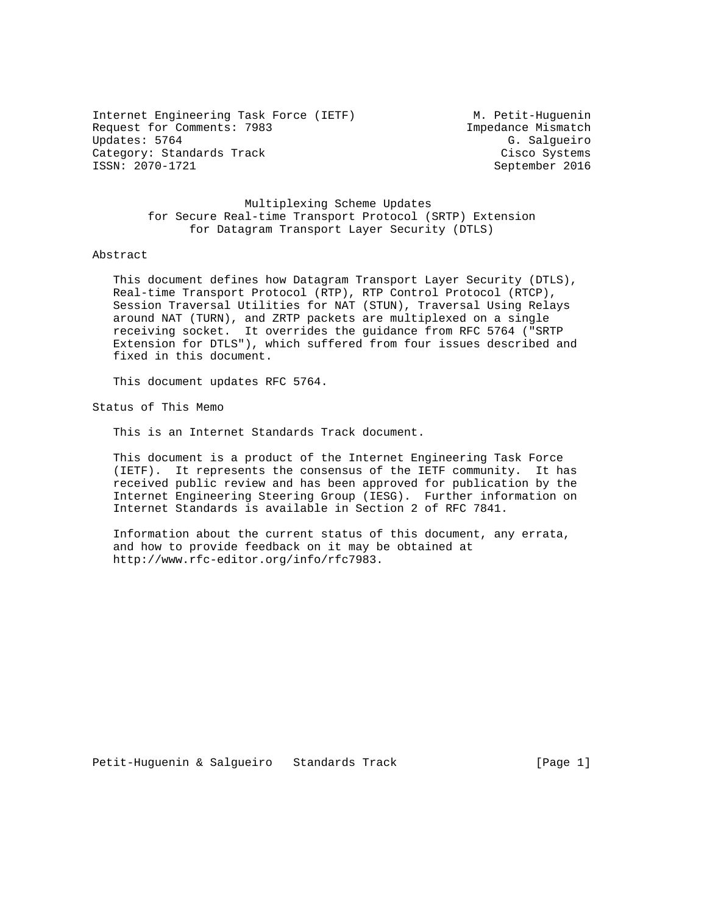Internet Engineering Task Force (IETF) M. Petit-Huguenin
Request for Comments: 7983 Impedance Mismatch
Updates: 5764 G. Salgueiro
Category: Standards Track Cisco Systems
ISSN: 2070-1721 September 2016

# Multiplexing Scheme Updates for Secure Real-time Transport Protocol (SRTP) Extension for Datagram Transport Layer Security (DTLS)

## Abstract

This document defines how Datagram Transport Layer Security (DTLS), Real-time Transport Protocol (RTP), RTP Control Protocol (RTCP), Session Traversal Utilities for NAT (STUN), Traversal Using Relays around NAT (TURN), and ZRTP packets are multiplexed on a single receiving socket. It overrides the guidance from RFC 5764 ("SRTP Extension for DTLS"), which suffered from four issues described and fixed in this document.

This document updates RFC 5764.

## Status of This Memo

This is an Internet Standards Track document.

This document is a product of the Internet Engineering Task Force (IETF). It represents the consensus of the IETF community. It has received public review and has been approved for publication by the Internet Engineering Steering Group (IESG). Further information on Internet Standards is available in Section 2 of RFC 7841.

Information about the current status of this document, any errata, and how to provide feedback on it may be obtained at http://www.rfc-editor.org/info/rfc7983.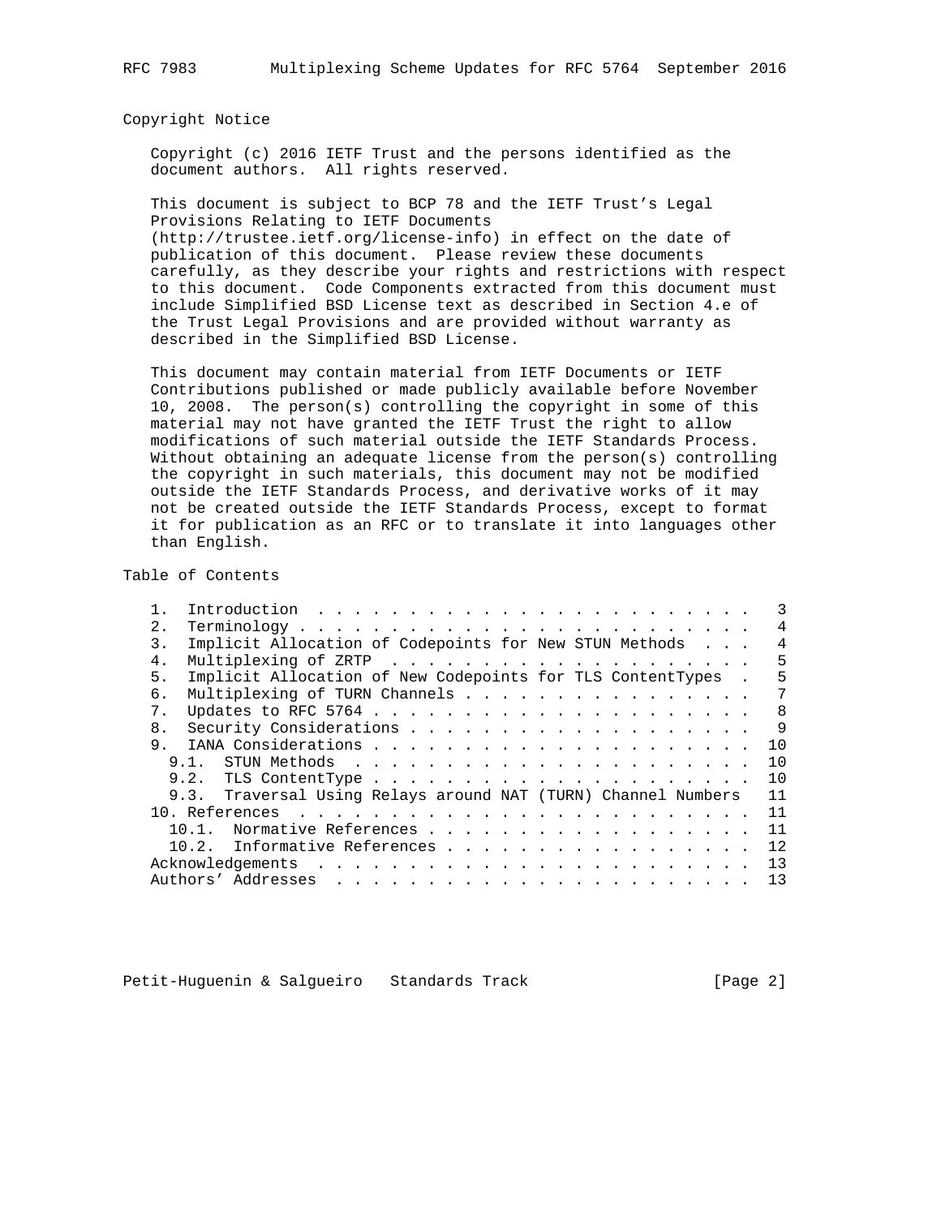## Copyright Notice

Copyright (c) 2016 IETF Trust and the persons identified as the document authors. All rights reserved.

This document is subject to BCP 78 and the IETF Trust's Legal Provisions Relating to IETF Documents (http://trustee.ietf.org/license-info) in effect on the date of publication of this document. Please review these documents carefully, as they describe your rights and restrictions with respect to this document. Code Components extracted from this document must include Simplified BSD License text as described in Section 4.e of the Trust Legal Provisions and are provided without warranty as described in the Simplified BSD License.

This document may contain material from IETF Documents or IETF Contributions published or made publicly available before November 10, 2008. The person(s) controlling the copyright in some of this material may not have granted the IETF Trust the right to allow modifications of such material outside the IETF Standards Process. Without obtaining an adequate license from the person(s) controlling the copyright in such materials, this document may not be modified outside the IETF Standards Process, and derivative works of it may not be created outside the IETF Standards Process, except to format it for publication as an RFC or to translate it into languages other than English.

## Table of Contents

```
   1.  Introduction  . . . . . . . . . . . . . . . . . . . . . . . .   3
   2.  Terminology . . . . . . . . . . . . . . . . . . . . . . . . .   4
   3.  Implicit Allocation of Codepoints for New STUN Methods  . . .   4
   4.  Multiplexing of ZRTP  . . . . . . . . . . . . . . . . . . . .   5
   5.  Implicit Allocation of New Codepoints for TLS ContentTypes  .   5
   6.  Multiplexing of TURN Channels . . . . . . . . . . . . . . . .   7
   7.  Updates to RFC 5764 . . . . . . . . . . . . . . . . . . . . .   8
   8.  Security Considerations . . . . . . . . . . . . . . . . . . .   9
   9.  IANA Considerations . . . . . . . . . . . . . . . . . . . . .  10
     9.1.  STUN Methods  . . . . . . . . . . . . . . . . . . . . . .  10
     9.2.  TLS ContentType . . . . . . . . . . . . . . . . . . . . .  10
     9.3.  Traversal Using Relays around NAT (TURN) Channel Numbers   11
   10. References  . . . . . . . . . . . . . . . . . . . . . . . . .  11
     10.1.  Normative References . . . . . . . . . . . . . . . . . .  11
     10.2.  Informative References . . . . . . . . . . . . . . . . .  12
   Acknowledgements  . . . . . . . . . . . . . . . . . . . . . . . .  13
   Authors' Addresses  . . . . . . . . . . . . . . . . . . . . . . .  13
```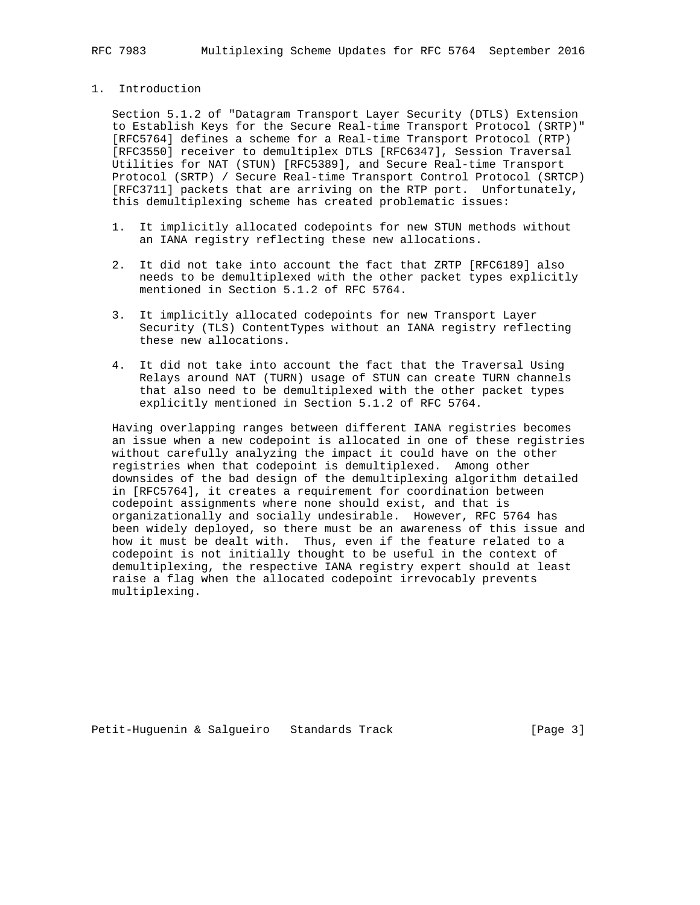# 1. Introduction

Section 5.1.2 of "Datagram Transport Layer Security (DTLS) Extension to Establish Keys for the Secure Real-time Transport Protocol (SRTP)" [RFC5764] defines a scheme for a Real-time Transport Protocol (RTP) [RFC3550] receiver to demultiplex DTLS [RFC6347], Session Traversal Utilities for NAT (STUN) [RFC5389], and Secure Real-time Transport Protocol (SRTP) / Secure Real-time Transport Control Protocol (SRTCP) [RFC3711] packets that are arriving on the RTP port. Unfortunately, this demultiplexing scheme has created problematic issues:

1. It implicitly allocated codepoints for new STUN methods without an IANA registry reflecting these new allocations.

2. It did not take into account the fact that ZRTP [RFC6189] also needs to be demultiplexed with the other packet types explicitly mentioned in Section 5.1.2 of RFC 5764.

3. It implicitly allocated codepoints for new Transport Layer Security (TLS) ContentTypes without an IANA registry reflecting these new allocations.

4. It did not take into account the fact that the Traversal Using Relays around NAT (TURN) usage of STUN can create TURN channels that also need to be demultiplexed with the other packet types explicitly mentioned in Section 5.1.2 of RFC 5764.

Having overlapping ranges between different IANA registries becomes an issue when a new codepoint is allocated in one of these registries without carefully analyzing the impact it could have on the other registries when that codepoint is demultiplexed. Among other downsides of the bad design of the demultiplexing algorithm detailed in [RFC5764], it creates a requirement for coordination between codepoint assignments where none should exist, and that is organizationally and socially undesirable. However, RFC 5764 has been widely deployed, so there must be an awareness of this issue and how it must be dealt with. Thus, even if the feature related to a codepoint is not initially thought to be useful in the context of demultiplexing, the respective IANA registry expert should at least raise a flag when the allocated codepoint irrevocably prevents multiplexing.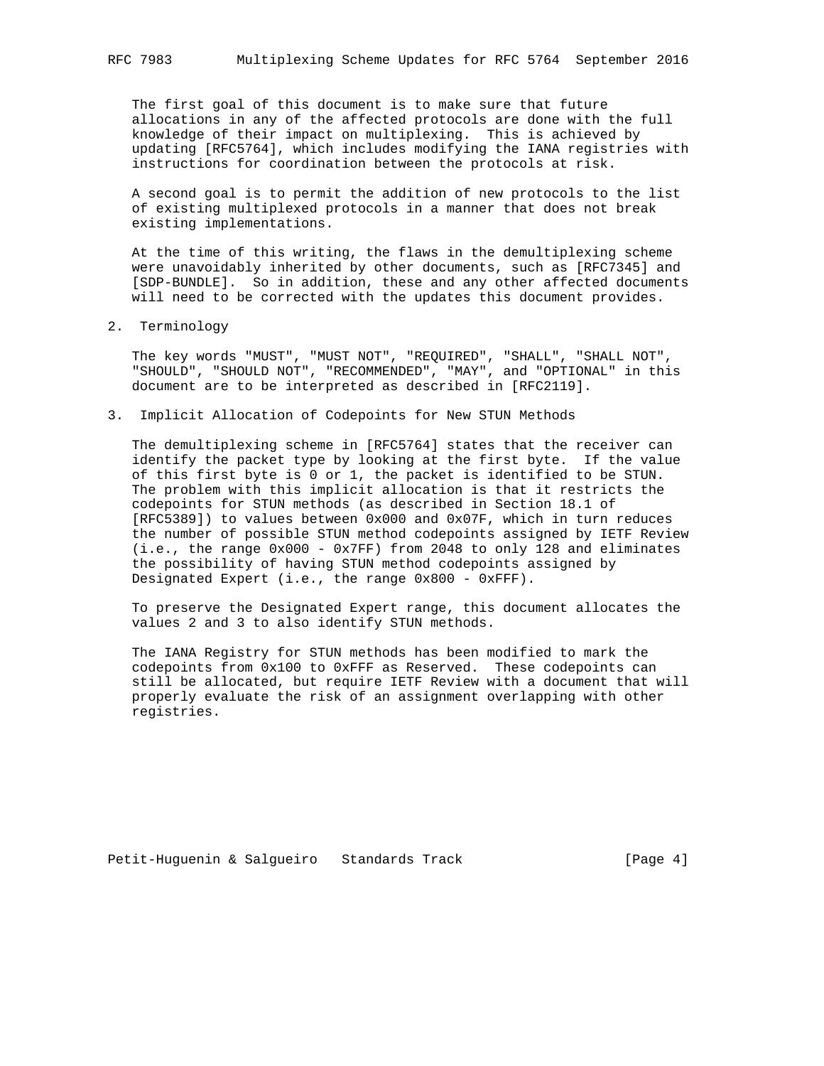The first goal of this document is to make sure that future allocations in any of the affected protocols are done with the full knowledge of their impact on multiplexing. This is achieved by updating [RFC5764], which includes modifying the IANA registries with instructions for coordination between the protocols at risk.

A second goal is to permit the addition of new protocols to the list of existing multiplexed protocols in a manner that does not break existing implementations.

At the time of this writing, the flaws in the demultiplexing scheme were unavoidably inherited by other documents, such as [RFC7345] and [SDP-BUNDLE]. So in addition, these and any other affected documents will need to be corrected with the updates this document provides.

## 2. Terminology

The key words "MUST", "MUST NOT", "REQUIRED", "SHALL", "SHALL NOT", "SHOULD", "SHOULD NOT", "RECOMMENDED", "MAY", and "OPTIONAL" in this document are to be interpreted as described in [RFC2119].

## 3. Implicit Allocation of Codepoints for New STUN Methods

The demultiplexing scheme in [RFC5764] states that the receiver can identify the packet type by looking at the first byte. If the value of this first byte is 0 or 1, the packet is identified to be STUN. The problem with this implicit allocation is that it restricts the codepoints for STUN methods (as described in Section 18.1 of [RFC5389]) to values between 0x000 and 0x07F, which in turn reduces the number of possible STUN method codepoints assigned by IETF Review (i.e., the range 0x000 - 0x7FF) from 2048 to only 128 and eliminates the possibility of having STUN method codepoints assigned by Designated Expert (i.e., the range 0x800 - 0xFFF).

To preserve the Designated Expert range, this document allocates the values 2 and 3 to also identify STUN methods.

The IANA Registry for STUN methods has been modified to mark the codepoints from 0x100 to 0xFFF as Reserved. These codepoints can still be allocated, but require IETF Review with a document that will properly evaluate the risk of an assignment overlapping with other registries.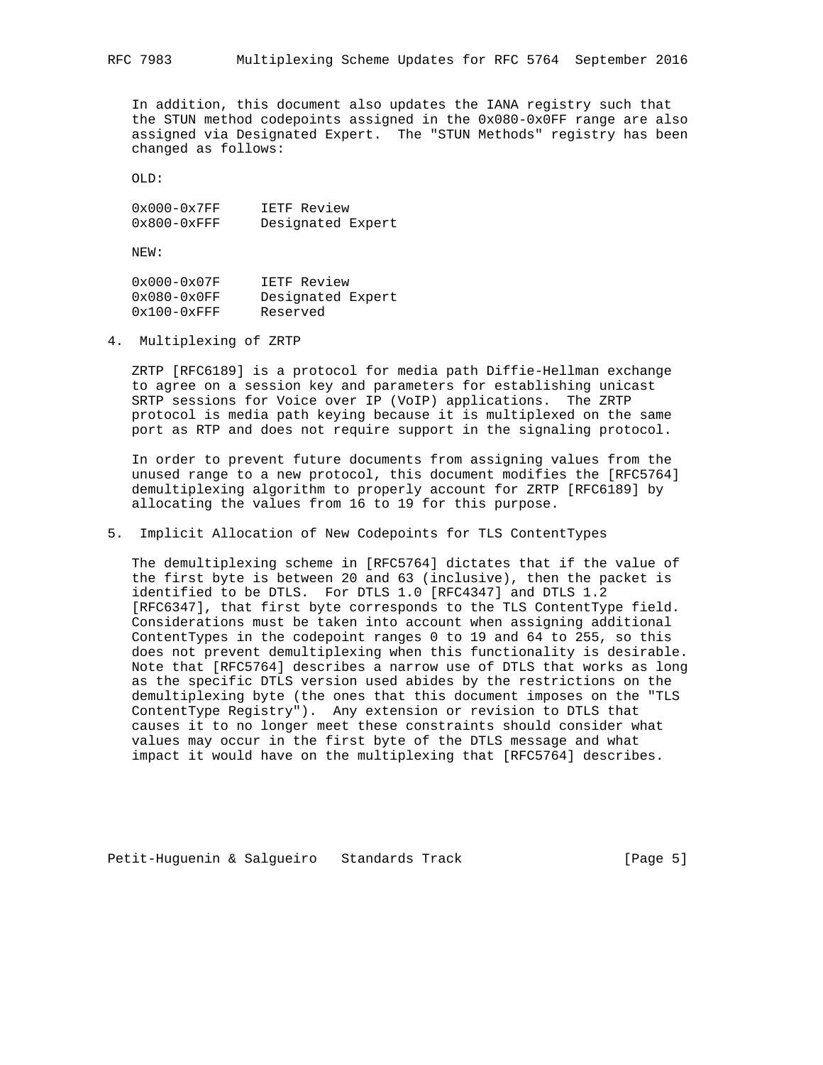In addition, this document also updates the IANA registry such that the STUN method codepoints assigned in the 0x080-0x0FF range are also assigned via Designated Expert. The "STUN Methods" registry has been changed as follows:

OLD:

```
0x000-0x7FF     IETF Review
0x800-0xFFF     Designated Expert
```

NEW:

```
0x000-0x07F     IETF Review
0x080-0x0FF     Designated Expert
0x100-0xFFF     Reserved
```

## 4. Multiplexing of ZRTP

ZRTP [RFC6189] is a protocol for media path Diffie-Hellman exchange to agree on a session key and parameters for establishing unicast SRTP sessions for Voice over IP (VoIP) applications. The ZRTP protocol is media path keying because it is multiplexed on the same port as RTP and does not require support in the signaling protocol.

In order to prevent future documents from assigning values from the unused range to a new protocol, this document modifies the [RFC5764] demultiplexing algorithm to properly account for ZRTP [RFC6189] by allocating the values from 16 to 19 for this purpose.

## 5. Implicit Allocation of New Codepoints for TLS ContentTypes

The demultiplexing scheme in [RFC5764] dictates that if the value of the first byte is between 20 and 63 (inclusive), then the packet is identified to be DTLS. For DTLS 1.0 [RFC4347] and DTLS 1.2 [RFC6347], that first byte corresponds to the TLS ContentType field. Considerations must be taken into account when assigning additional ContentTypes in the codepoint ranges 0 to 19 and 64 to 255, so this does not prevent demultiplexing when this functionality is desirable. Note that [RFC5764] describes a narrow use of DTLS that works as long as the specific DTLS version used abides by the restrictions on the demultiplexing byte (the ones that this document imposes on the "TLS ContentType Registry"). Any extension or revision to DTLS that causes it to no longer meet these constraints should consider what values may occur in the first byte of the DTLS message and what impact it would have on the multiplexing that [RFC5764] describes.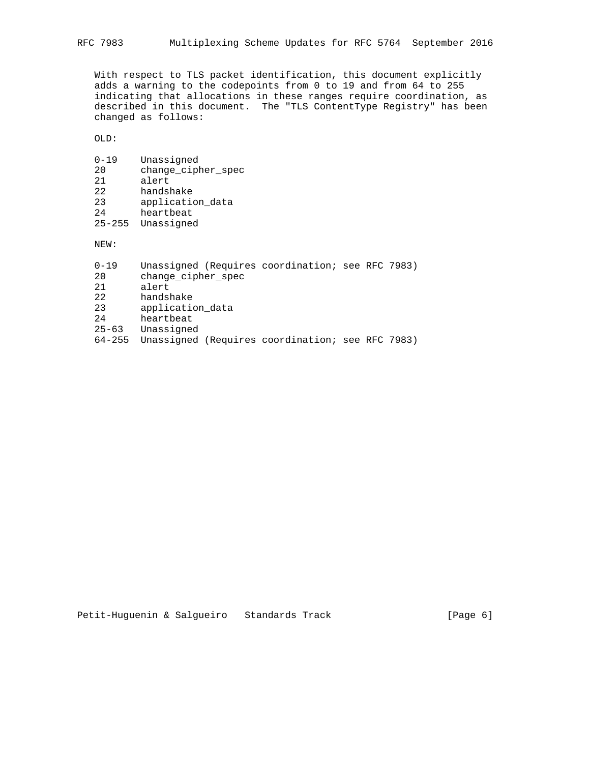With respect to TLS packet identification, this document explicitly adds a warning to the codepoints from 0 to 19 and from 64 to 255 indicating that allocations in these ranges require coordination, as described in this document. The "TLS ContentType Registry" has been changed as follows:

OLD:

```
0-19    Unassigned
20      change_cipher_spec
21      alert
22      handshake
23      application_data
24      heartbeat
25-255  Unassigned
```

NEW:

```
0-19    Unassigned (Requires coordination; see RFC 7983)
20      change_cipher_spec
21      alert
22      handshake
23      application_data
24      heartbeat
25-63   Unassigned
64-255  Unassigned (Requires coordination; see RFC 7983)
```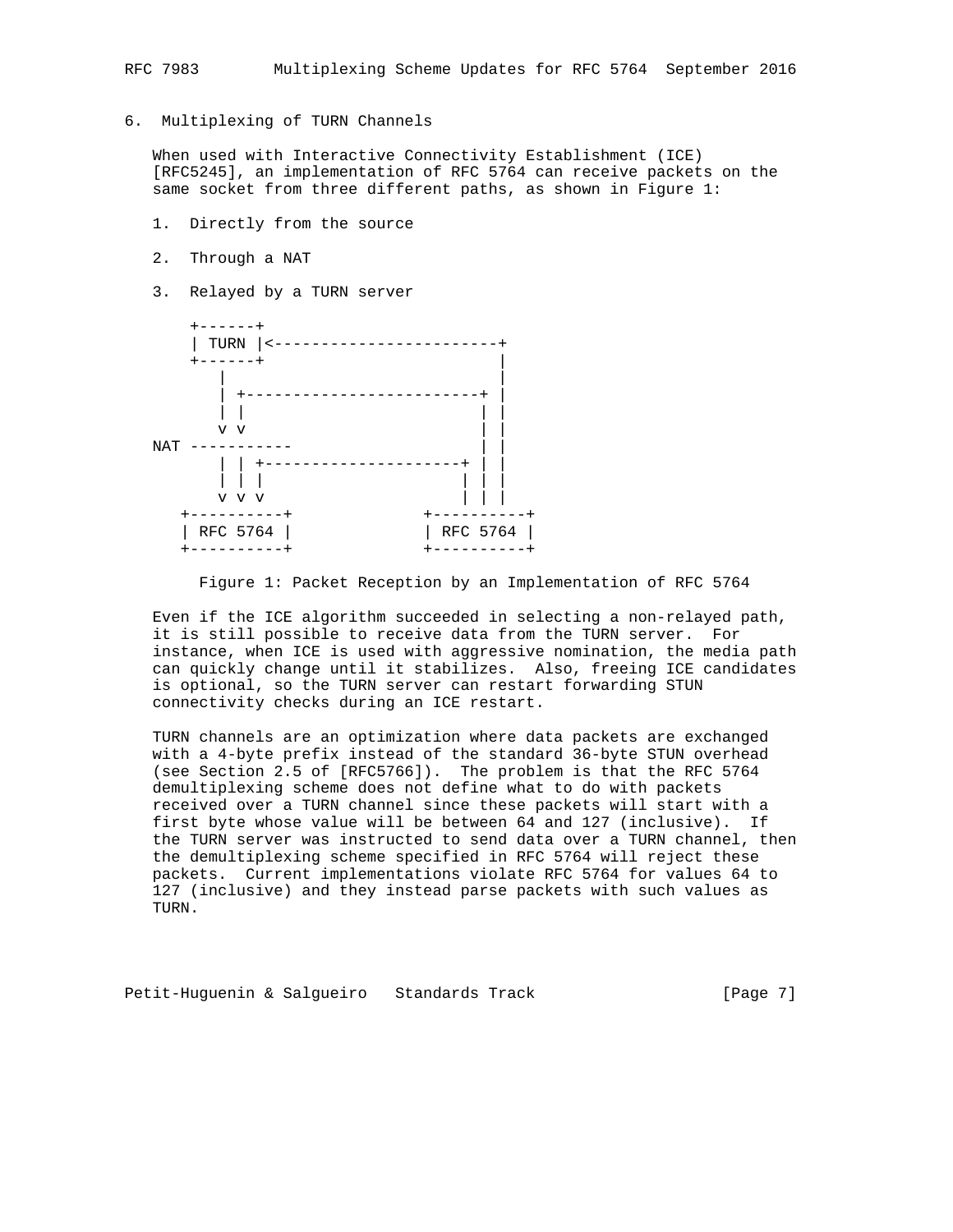## 6. Multiplexing of TURN Channels

When used with Interactive Connectivity Establishment (ICE) [RFC5245], an implementation of RFC 5764 can receive packets on the same socket from three different paths, as shown in Figure 1:

1. Directly from the source

2. Through a NAT

3. Relayed by a TURN server

```
    +------+
    | TURN |<------------------------+
    +------+                         |
       |                             |
       | +-------------------------+ |
       | |                         | |
       v v                         | |
NAT -----------                    | |
       | | +---------------------+ | |
       | | |                     | | |
       v v v                     | | |
   +----------+              +----------+
   | RFC 5764 |              | RFC 5764 |
   +----------+              +----------+
```

Figure 1: Packet Reception by an Implementation of RFC 5764

Even if the ICE algorithm succeeded in selecting a non-relayed path, it is still possible to receive data from the TURN server. For instance, when ICE is used with aggressive nomination, the media path can quickly change until it stabilizes. Also, freeing ICE candidates is optional, so the TURN server can restart forwarding STUN connectivity checks during an ICE restart.

TURN channels are an optimization where data packets are exchanged with a 4-byte prefix instead of the standard 36-byte STUN overhead (see Section 2.5 of [RFC5766]). The problem is that the RFC 5764 demultiplexing scheme does not define what to do with packets received over a TURN channel since these packets will start with a first byte whose value will be between 64 and 127 (inclusive). If the TURN server was instructed to send data over a TURN channel, then the demultiplexing scheme specified in RFC 5764 will reject these packets. Current implementations violate RFC 5764 for values 64 to 127 (inclusive) and they instead parse packets with such values as TURN.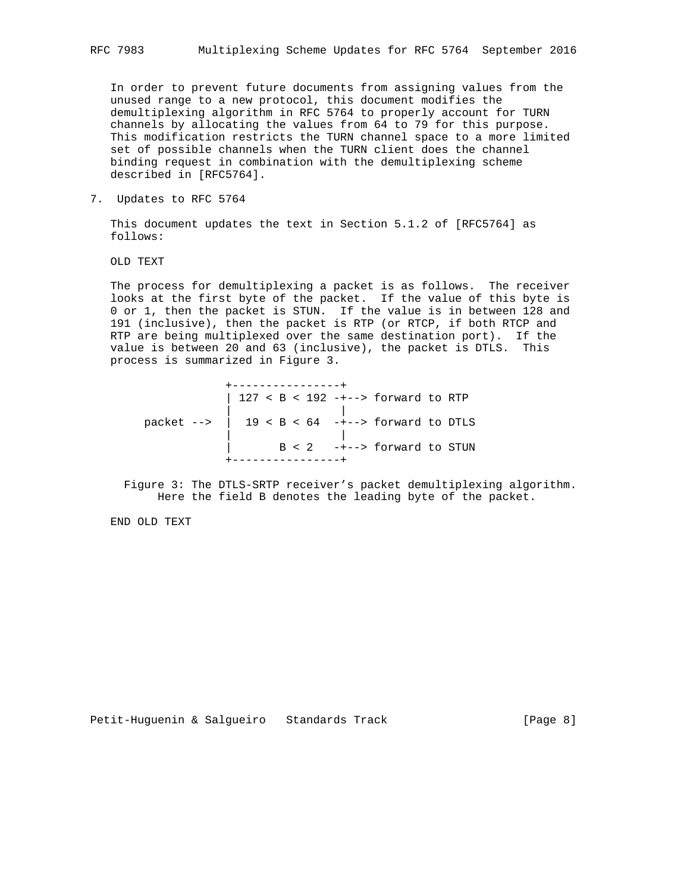In order to prevent future documents from assigning values from the unused range to a new protocol, this document modifies the demultiplexing algorithm in RFC 5764 to properly account for TURN channels by allocating the values from 64 to 79 for this purpose. This modification restricts the TURN channel space to a more limited set of possible channels when the TURN client does the channel binding request in combination with the demultiplexing scheme described in [RFC5764].

## 7. Updates to RFC 5764

This document updates the text in Section 5.1.2 of [RFC5764] as follows:

OLD TEXT

The process for demultiplexing a packet is as follows. The receiver looks at the first byte of the packet. If the value of this byte is 0 or 1, then the packet is STUN. If the value is in between 128 and 191 (inclusive), then the packet is RTP (or RTCP, if both RTCP and RTP are being multiplexed over the same destination port). If the value is between 20 and 63 (inclusive), the packet is DTLS. This process is summarized in Figure 3.

```
                +----------------+
                | 127 < B < 192 -+--> forward to RTP
                |                |
    packet -->  |  19 < B < 64  -+--> forward to DTLS
                |                |
                |       B < 2   -+--> forward to STUN
                +----------------+
```

Figure 3: The DTLS-SRTP receiver's packet demultiplexing algorithm. Here the field B denotes the leading byte of the packet.

END OLD TEXT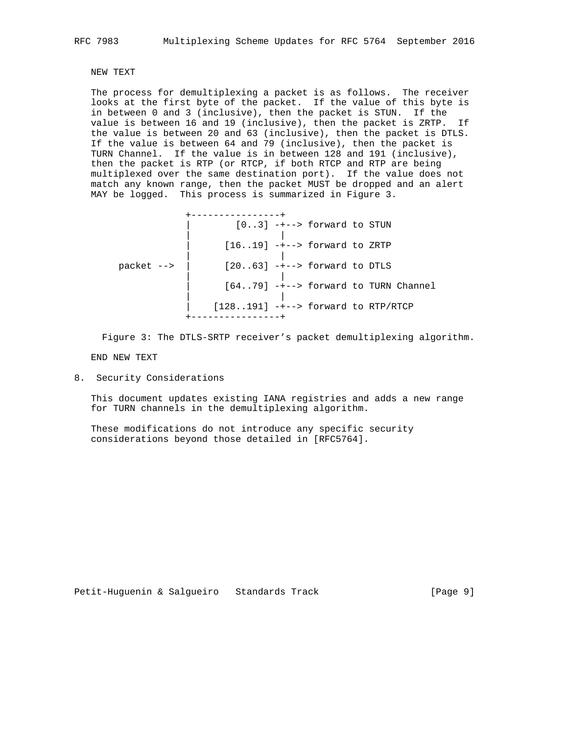NEW TEXT

The process for demultiplexing a packet is as follows. The receiver looks at the first byte of the packet. If the value of this byte is in between 0 and 3 (inclusive), then the packet is STUN. If the value is between 16 and 19 (inclusive), then the packet is ZRTP. If the value is between 20 and 63 (inclusive), then the packet is DTLS. If the value is between 64 and 79 (inclusive), then the packet is TURN Channel. If the value is in between 128 and 191 (inclusive), then the packet is RTP (or RTCP, if both RTCP and RTP are being multiplexed over the same destination port). If the value does not match any known range, then the packet MUST be dropped and an alert MAY be logged. This process is summarized in Figure 3.

```
                 +----------------+
                 |        [0..3] -+--> forward to STUN
                 |                |
                 |      [16..19] -+--> forward to ZRTP
                 |                |
     packet -->  |      [20..63] -+--> forward to DTLS
                 |                |
                 |      [64..79] -+--> forward to TURN Channel
                 |                |
                 |    [128..191] -+--> forward to RTP/RTCP
                 +----------------+
```

Figure 3: The DTLS-SRTP receiver's packet demultiplexing algorithm.

END NEW TEXT

## 8. Security Considerations

This document updates existing IANA registries and adds a new range for TURN channels in the demultiplexing algorithm.

These modifications do not introduce any specific security considerations beyond those detailed in [RFC5764].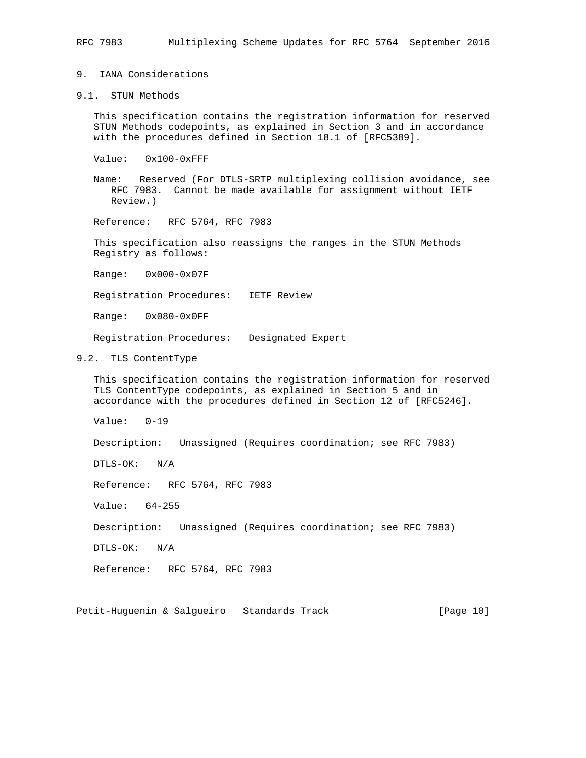## 9. IANA Considerations

### 9.1. STUN Methods

This specification contains the registration information for reserved STUN Methods codepoints, as explained in Section 3 and in accordance with the procedures defined in Section 18.1 of [RFC5389].

Value: 0x100-0xFFF

Name: Reserved (For DTLS-SRTP multiplexing collision avoidance, see RFC 7983. Cannot be made available for assignment without IETF Review.)

Reference: RFC 5764, RFC 7983

This specification also reassigns the ranges in the STUN Methods Registry as follows:

Range: 0x000-0x07F

Registration Procedures: IETF Review

Range: 0x080-0x0FF

Registration Procedures: Designated Expert

### 9.2. TLS ContentType

This specification contains the registration information for reserved TLS ContentType codepoints, as explained in Section 5 and in accordance with the procedures defined in Section 12 of [RFC5246].

Value: 0-19

Description: Unassigned (Requires coordination; see RFC 7983)

DTLS-OK: N/A

Reference: RFC 5764, RFC 7983

Value: 64-255

Description: Unassigned (Requires coordination; see RFC 7983)

DTLS-OK: N/A

Reference: RFC 5764, RFC 7983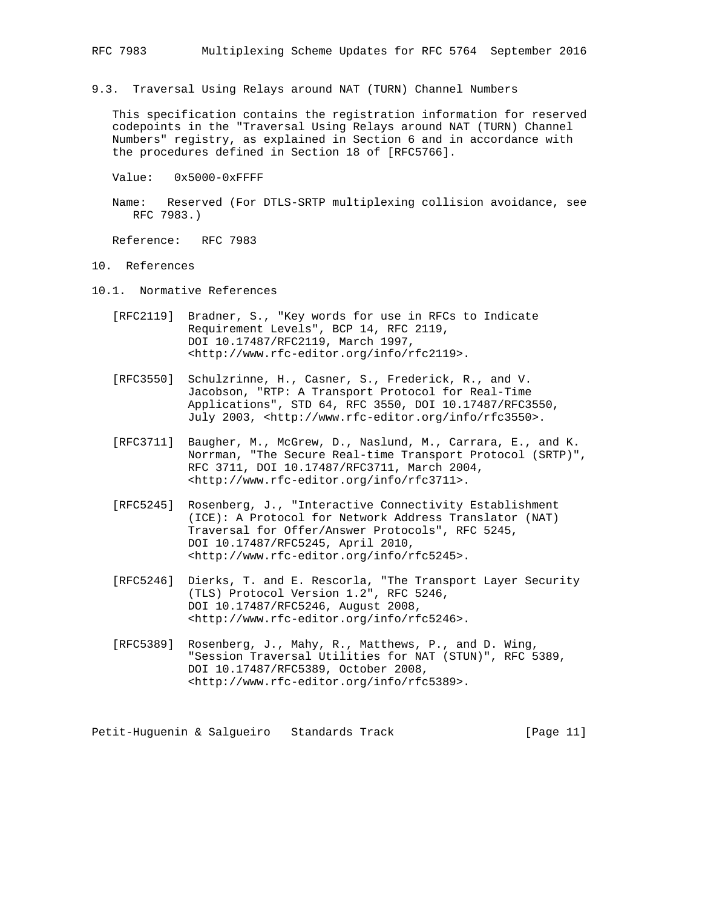### 9.3. Traversal Using Relays around NAT (TURN) Channel Numbers

This specification contains the registration information for reserved codepoints in the "Traversal Using Relays around NAT (TURN) Channel Numbers" registry, as explained in Section 6 and in accordance with the procedures defined in Section 18 of [RFC5766].

Value: 0x5000-0xFFFF

Name: Reserved (For DTLS-SRTP multiplexing collision avoidance, see RFC 7983.)

Reference: RFC 7983

## 10. References

### 10.1. Normative References

[RFC2119] Bradner, S., "Key words for use in RFCs to Indicate Requirement Levels", BCP 14, RFC 2119, DOI 10.17487/RFC2119, March 1997, <http://www.rfc-editor.org/info/rfc2119>.

[RFC3550] Schulzrinne, H., Casner, S., Frederick, R., and V. Jacobson, "RTP: A Transport Protocol for Real-Time Applications", STD 64, RFC 3550, DOI 10.17487/RFC3550, July 2003, <http://www.rfc-editor.org/info/rfc3550>.

[RFC3711] Baugher, M., McGrew, D., Naslund, M., Carrara, E., and K. Norrman, "The Secure Real-time Transport Protocol (SRTP)", RFC 3711, DOI 10.17487/RFC3711, March 2004, <http://www.rfc-editor.org/info/rfc3711>.

[RFC5245] Rosenberg, J., "Interactive Connectivity Establishment (ICE): A Protocol for Network Address Translator (NAT) Traversal for Offer/Answer Protocols", RFC 5245, DOI 10.17487/RFC5245, April 2010, <http://www.rfc-editor.org/info/rfc5245>.

[RFC5246] Dierks, T. and E. Rescorla, "The Transport Layer Security (TLS) Protocol Version 1.2", RFC 5246, DOI 10.17487/RFC5246, August 2008, <http://www.rfc-editor.org/info/rfc5246>.

[RFC5389] Rosenberg, J., Mahy, R., Matthews, P., and D. Wing, "Session Traversal Utilities for NAT (STUN)", RFC 5389, DOI 10.17487/RFC5389, October 2008, <http://www.rfc-editor.org/info/rfc5389>.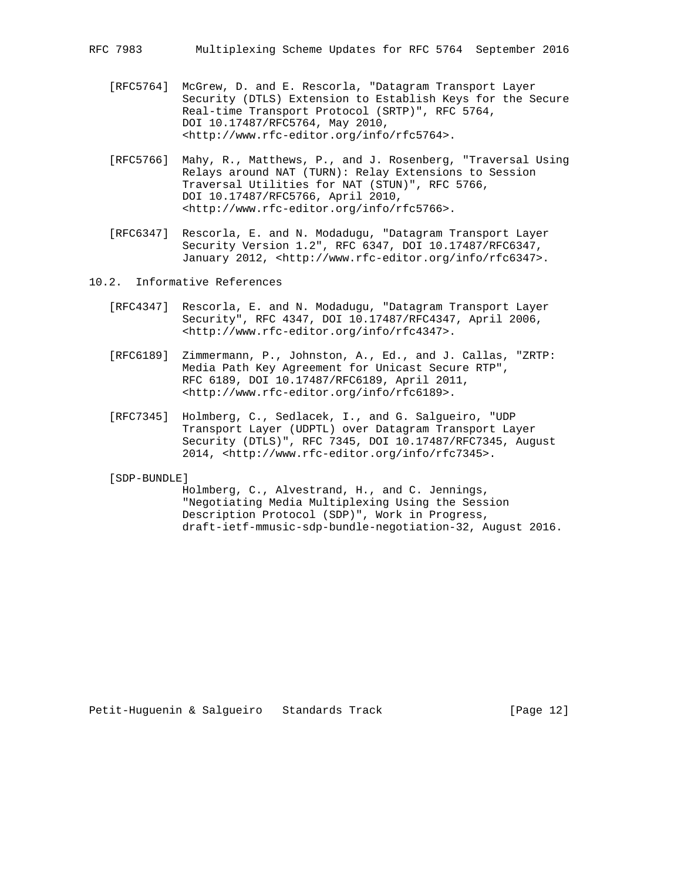[RFC5764] McGrew, D. and E. Rescorla, "Datagram Transport Layer Security (DTLS) Extension to Establish Keys for the Secure Real-time Transport Protocol (SRTP)", RFC 5764, DOI 10.17487/RFC5764, May 2010, <http://www.rfc-editor.org/info/rfc5764>.

[RFC5766] Mahy, R., Matthews, P., and J. Rosenberg, "Traversal Using Relays around NAT (TURN): Relay Extensions to Session Traversal Utilities for NAT (STUN)", RFC 5766, DOI 10.17487/RFC5766, April 2010, <http://www.rfc-editor.org/info/rfc5766>.

[RFC6347] Rescorla, E. and N. Modadugu, "Datagram Transport Layer Security Version 1.2", RFC 6347, DOI 10.17487/RFC6347, January 2012, <http://www.rfc-editor.org/info/rfc6347>.

## 10.2. Informative References

[RFC4347] Rescorla, E. and N. Modadugu, "Datagram Transport Layer Security", RFC 4347, DOI 10.17487/RFC4347, April 2006, <http://www.rfc-editor.org/info/rfc4347>.

[RFC6189] Zimmermann, P., Johnston, A., Ed., and J. Callas, "ZRTP: Media Path Key Agreement for Unicast Secure RTP", RFC 6189, DOI 10.17487/RFC6189, April 2011, <http://www.rfc-editor.org/info/rfc6189>.

[RFC7345] Holmberg, C., Sedlacek, I., and G. Salgueiro, "UDP Transport Layer (UDPTL) over Datagram Transport Layer Security (DTLS)", RFC 7345, DOI 10.17487/RFC7345, August 2014, <http://www.rfc-editor.org/info/rfc7345>.

[SDP-BUNDLE] Holmberg, C., Alvestrand, H., and C. Jennings, "Negotiating Media Multiplexing Using the Session Description Protocol (SDP)", Work in Progress, draft-ietf-mmusic-sdp-bundle-negotiation-32, August 2016.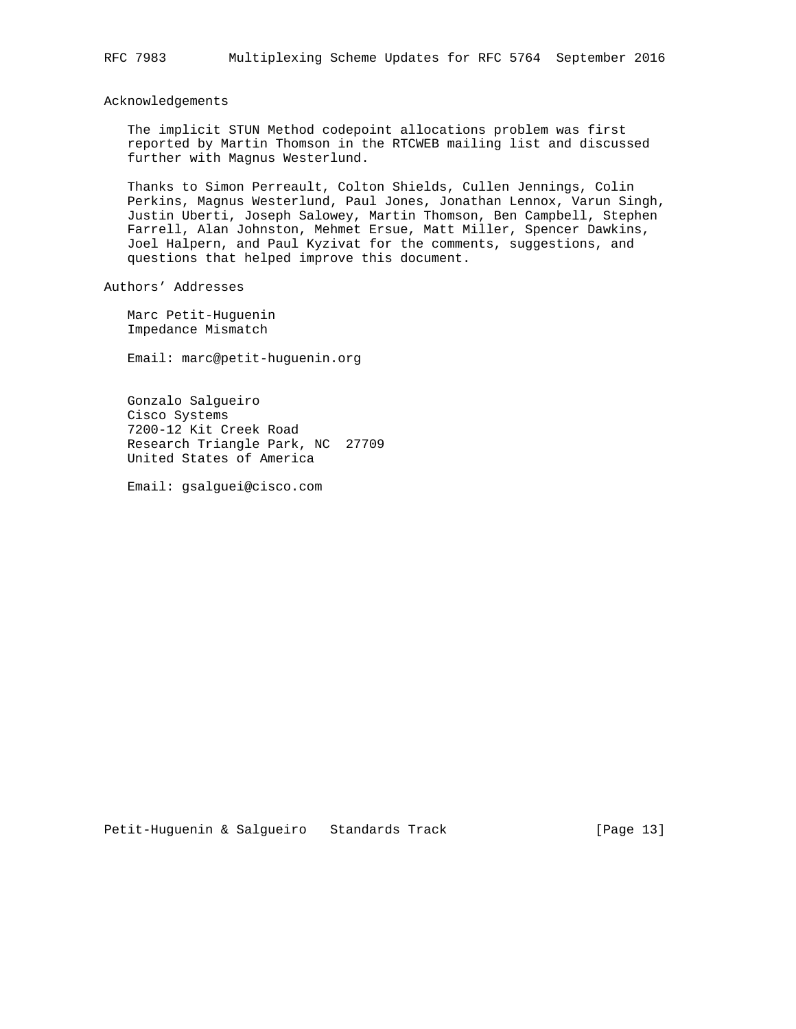## Acknowledgements

The implicit STUN Method codepoint allocations problem was first reported by Martin Thomson in the RTCWEB mailing list and discussed further with Magnus Westerlund.

Thanks to Simon Perreault, Colton Shields, Cullen Jennings, Colin Perkins, Magnus Westerlund, Paul Jones, Jonathan Lennox, Varun Singh, Justin Uberti, Joseph Salowey, Martin Thomson, Ben Campbell, Stephen Farrell, Alan Johnston, Mehmet Ersue, Matt Miller, Spencer Dawkins, Joel Halpern, and Paul Kyzivat for the comments, suggestions, and questions that helped improve this document.

## Authors' Addresses

Marc Petit-Huguenin
Impedance Mismatch

Email: marc@petit-huguenin.org

Gonzalo Salgueiro
Cisco Systems
7200-12 Kit Creek Road
Research Triangle Park, NC  27709
United States of America

Email: gsalguei@cisco.com